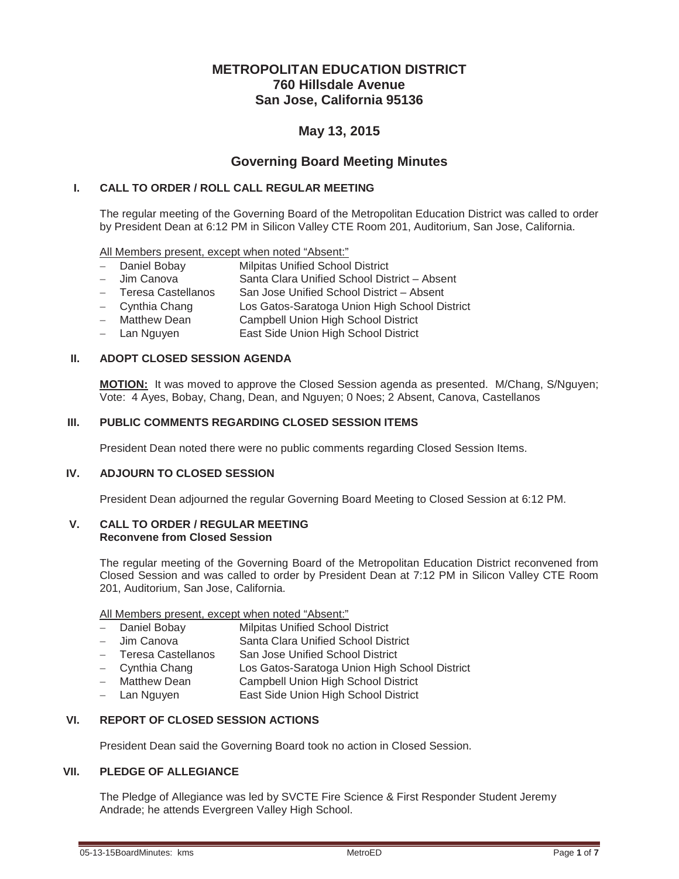# METROPOLITAN EDUCATION DISTRICT
## 760 Hillsdale Avenue
## San Jose, California 95136

## May 13, 2015

## Governing Board Meeting Minutes

### I. CALL TO ORDER / ROLL CALL REGULAR MEETING

The regular meeting of the Governing Board of the Metropolitan Education District was called to order by President Dean at 6:12 PM in Silicon Valley CTE Room 201, Auditorium, San Jose, California.

All Members present, except when noted "Absent:"

- Daniel Bobay — Milpitas Unified School District
- Jim Canova — Santa Clara Unified School District – Absent
- Teresa Castellanos — San Jose Unified School District – Absent
- Cynthia Chang — Los Gatos-Saratoga Union High School District
- Matthew Dean — Campbell Union High School District
- Lan Nguyen — East Side Union High School District

### II. ADOPT CLOSED SESSION AGENDA

**MOTION:** It was moved to approve the Closed Session agenda as presented. M/Chang, S/Nguyen; Vote: 4 Ayes, Bobay, Chang, Dean, and Nguyen; 0 Noes; 2 Absent, Canova, Castellanos

### III. PUBLIC COMMENTS REGARDING CLOSED SESSION ITEMS

President Dean noted there were no public comments regarding Closed Session Items.

### IV. ADJOURN TO CLOSED SESSION

President Dean adjourned the regular Governing Board Meeting to Closed Session at 6:12 PM.

### V. CALL TO ORDER / REGULAR MEETING
**Reconvene from Closed Session**

The regular meeting of the Governing Board of the Metropolitan Education District reconvened from Closed Session and was called to order by President Dean at 7:12 PM in Silicon Valley CTE Room 201, Auditorium, San Jose, California.

All Members present, except when noted "Absent:"

- Daniel Bobay — Milpitas Unified School District
- Jim Canova — Santa Clara Unified School District
- Teresa Castellanos — San Jose Unified School District
- Cynthia Chang — Los Gatos-Saratoga Union High School District
- Matthew Dean — Campbell Union High School District
- Lan Nguyen — East Side Union High School District

### VI. REPORT OF CLOSED SESSION ACTIONS

President Dean said the Governing Board took no action in Closed Session.

### VII. PLEDGE OF ALLEGIANCE

The Pledge of Allegiance was led by SVCTE Fire Science & First Responder Student Jeremy Andrade; he attends Evergreen Valley High School.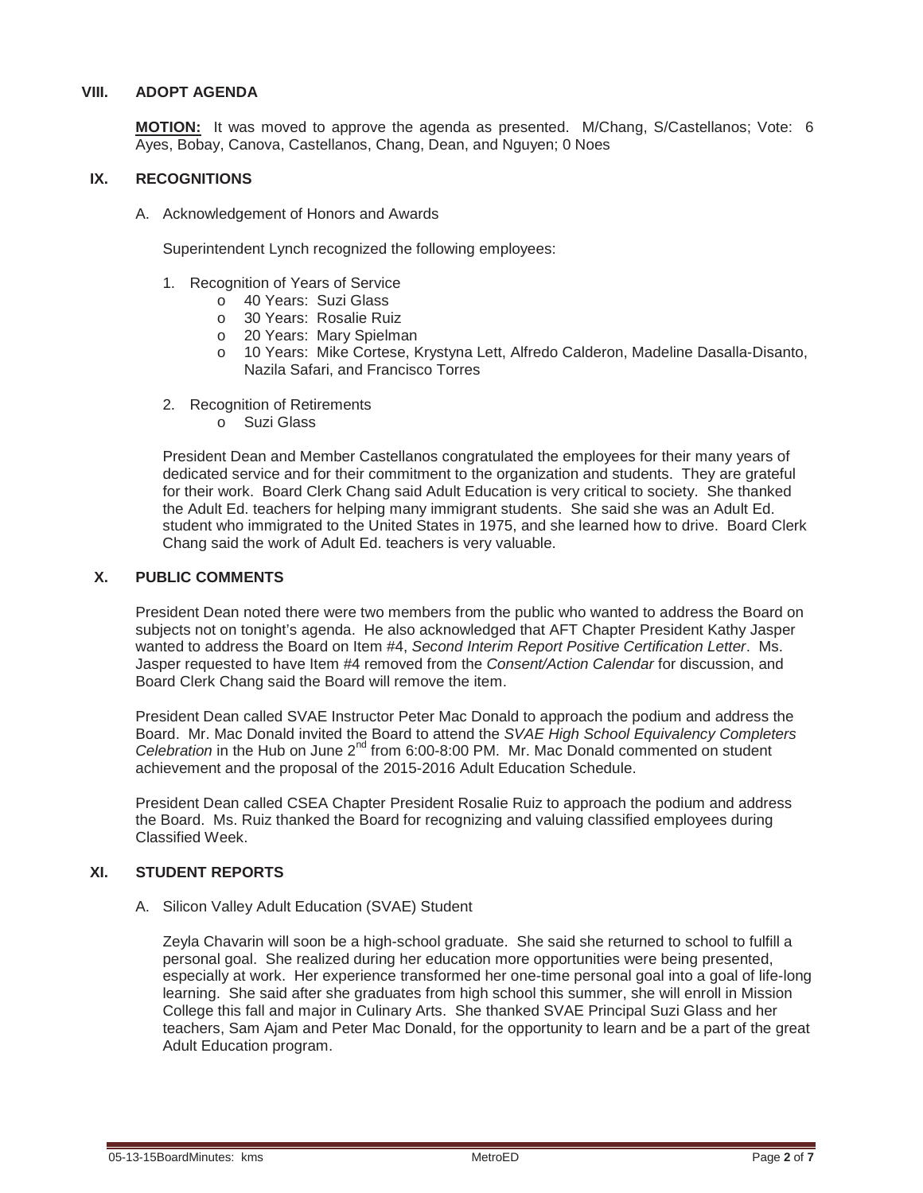## VIII. ADOPT AGENDA

**MOTION:** It was moved to approve the agenda as presented. M/Chang, S/Castellanos; Vote: 6 Ayes, Bobay, Canova, Castellanos, Chang, Dean, and Nguyen; 0 Noes

## IX. RECOGNITIONS

A. Acknowledgement of Honors and Awards

Superintendent Lynch recognized the following employees:

1. Recognition of Years of Service
   - 40 Years: Suzi Glass
   - 30 Years: Rosalie Ruiz
   - 20 Years: Mary Spielman
   - 10 Years: Mike Cortese, Krystyna Lett, Alfredo Calderon, Madeline Dasalla-Disanto, Nazila Safari, and Francisco Torres

2. Recognition of Retirements
   - Suzi Glass

President Dean and Member Castellanos congratulated the employees for their many years of dedicated service and for their commitment to the organization and students. They are grateful for their work. Board Clerk Chang said Adult Education is very critical to society. She thanked the Adult Ed. teachers for helping many immigrant students. She said she was an Adult Ed. student who immigrated to the United States in 1975, and she learned how to drive. Board Clerk Chang said the work of Adult Ed. teachers is very valuable.

## X. PUBLIC COMMENTS

President Dean noted there were two members from the public who wanted to address the Board on subjects not on tonight's agenda. He also acknowledged that AFT Chapter President Kathy Jasper wanted to address the Board on Item #4, *Second Interim Report Positive Certification Letter*. Ms. Jasper requested to have Item #4 removed from the *Consent/Action Calendar* for discussion, and Board Clerk Chang said the Board will remove the item.

President Dean called SVAE Instructor Peter Mac Donald to approach the podium and address the Board. Mr. Mac Donald invited the Board to attend the *SVAE High School Equivalency Completers Celebration* in the Hub on June 2nd from 6:00-8:00 PM. Mr. Mac Donald commented on student achievement and the proposal of the 2015-2016 Adult Education Schedule.

President Dean called CSEA Chapter President Rosalie Ruiz to approach the podium and address the Board. Ms. Ruiz thanked the Board for recognizing and valuing classified employees during Classified Week.

## XI. STUDENT REPORTS

A. Silicon Valley Adult Education (SVAE) Student

Zeyla Chavarin will soon be a high-school graduate. She said she returned to school to fulfill a personal goal. She realized during her education more opportunities were being presented, especially at work. Her experience transformed her one-time personal goal into a goal of life-long learning. She said after she graduates from high school this summer, she will enroll in Mission College this fall and major in Culinary Arts. She thanked SVAE Principal Suzi Glass and her teachers, Sam Ajam and Peter Mac Donald, for the opportunity to learn and be a part of the great Adult Education program.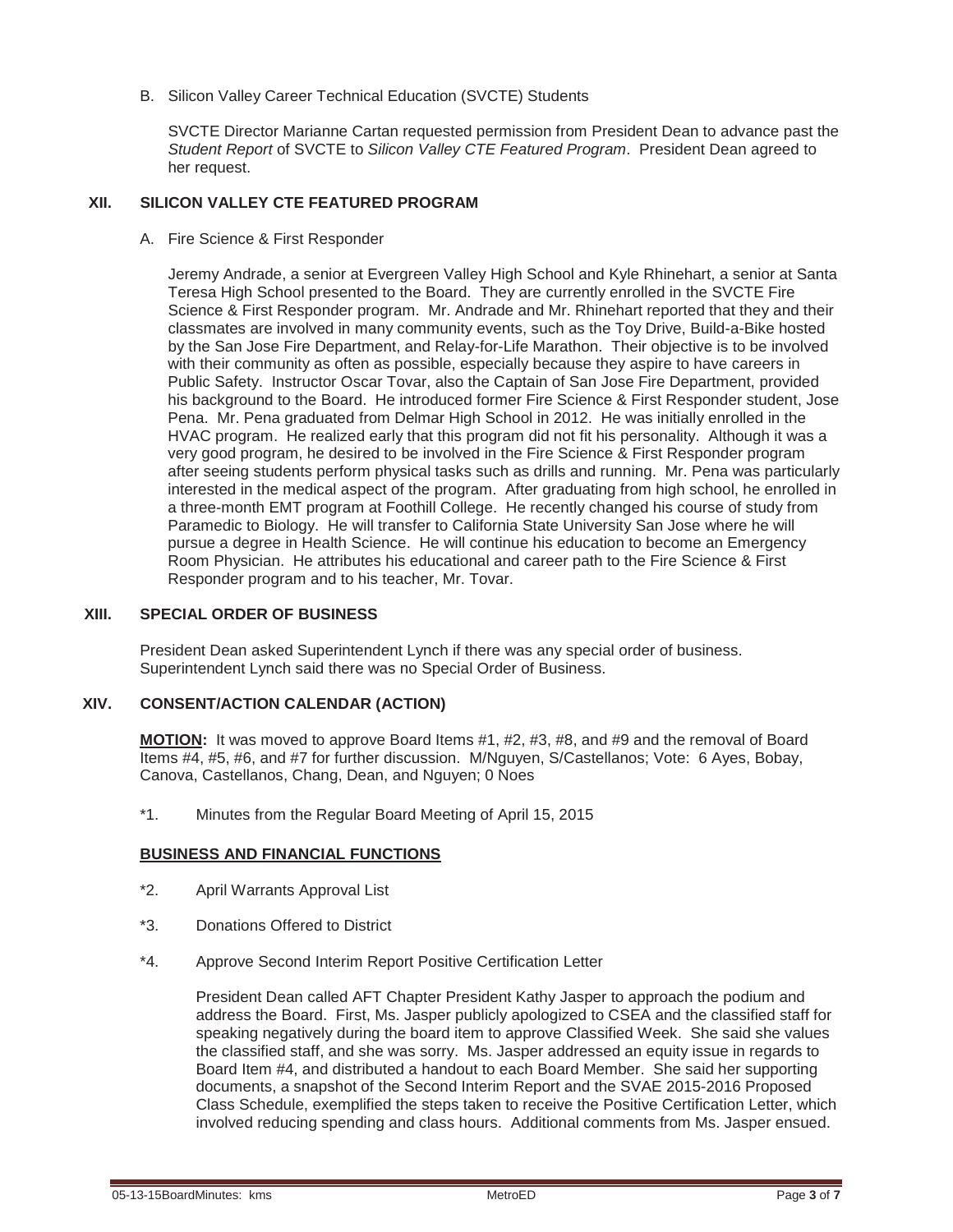B. Silicon Valley Career Technical Education (SVCTE) Students

SVCTE Director Marianne Cartan requested permission from President Dean to advance past the *Student Report* of SVCTE to *Silicon Valley CTE Featured Program*. President Dean agreed to her request.

## XII. SILICON VALLEY CTE FEATURED PROGRAM

A. Fire Science & First Responder

Jeremy Andrade, a senior at Evergreen Valley High School and Kyle Rhinehart, a senior at Santa Teresa High School presented to the Board. They are currently enrolled in the SVCTE Fire Science & First Responder program. Mr. Andrade and Mr. Rhinehart reported that they and their classmates are involved in many community events, such as the Toy Drive, Build-a-Bike hosted by the San Jose Fire Department, and Relay-for-Life Marathon. Their objective is to be involved with their community as often as possible, especially because they aspire to have careers in Public Safety. Instructor Oscar Tovar, also the Captain of San Jose Fire Department, provided his background to the Board. He introduced former Fire Science & First Responder student, Jose Pena. Mr. Pena graduated from Delmar High School in 2012. He was initially enrolled in the HVAC program. He realized early that this program did not fit his personality. Although it was a very good program, he desired to be involved in the Fire Science & First Responder program after seeing students perform physical tasks such as drills and running. Mr. Pena was particularly interested in the medical aspect of the program. After graduating from high school, he enrolled in a three-month EMT program at Foothill College. He recently changed his course of study from Paramedic to Biology. He will transfer to California State University San Jose where he will pursue a degree in Health Science. He will continue his education to become an Emergency Room Physician. He attributes his educational and career path to the Fire Science & First Responder program and to his teacher, Mr. Tovar.

## XIII. SPECIAL ORDER OF BUSINESS

President Dean asked Superintendent Lynch if there was any special order of business. Superintendent Lynch said there was no Special Order of Business.

## XIV. CONSENT/ACTION CALENDAR (ACTION)

**MOTION:** It was moved to approve Board Items #1, #2, #3, #8, and #9 and the removal of Board Items #4, #5, #6, and #7 for further discussion. M/Nguyen, S/Castellanos; Vote: 6 Ayes, Bobay, Canova, Castellanos, Chang, Dean, and Nguyen; 0 Noes

*1. Minutes from the Regular Board Meeting of April 15, 2015

**BUSINESS AND FINANCIAL FUNCTIONS**

*2. April Warrants Approval List

*3. Donations Offered to District

*4. Approve Second Interim Report Positive Certification Letter

President Dean called AFT Chapter President Kathy Jasper to approach the podium and address the Board. First, Ms. Jasper publicly apologized to CSEA and the classified staff for speaking negatively during the board item to approve Classified Week. She said she values the classified staff, and she was sorry. Ms. Jasper addressed an equity issue in regards to Board Item #4, and distributed a handout to each Board Member. She said her supporting documents, a snapshot of the Second Interim Report and the SVAE 2015-2016 Proposed Class Schedule, exemplified the steps taken to receive the Positive Certification Letter, which involved reducing spending and class hours. Additional comments from Ms. Jasper ensued.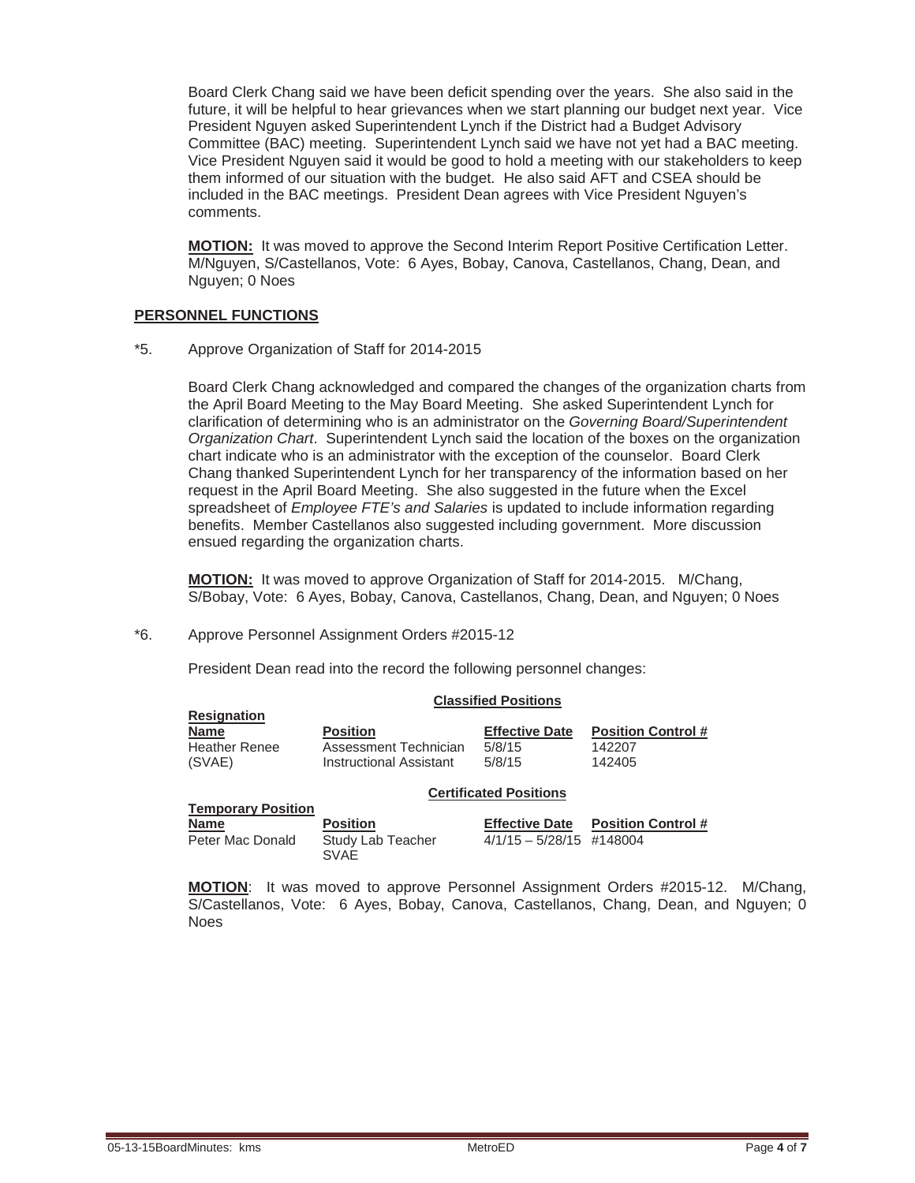Board Clerk Chang said we have been deficit spending over the years. She also said in the future, it will be helpful to hear grievances when we start planning our budget next year. Vice President Nguyen asked Superintendent Lynch if the District had a Budget Advisory Committee (BAC) meeting. Superintendent Lynch said we have not yet had a BAC meeting. Vice President Nguyen said it would be good to hold a meeting with our stakeholders to keep them informed of our situation with the budget. He also said AFT and CSEA should be included in the BAC meetings. President Dean agrees with Vice President Nguyen's comments.

**MOTION:** It was moved to approve the Second Interim Report Positive Certification Letter. M/Nguyen, S/Castellanos, Vote: 6 Ayes, Bobay, Canova, Castellanos, Chang, Dean, and Nguyen; 0 Noes

## PERSONNEL FUNCTIONS

*5. Approve Organization of Staff for 2014-2015

Board Clerk Chang acknowledged and compared the changes of the organization charts from the April Board Meeting to the May Board Meeting. She asked Superintendent Lynch for clarification of determining who is an administrator on the *Governing Board/Superintendent Organization Chart*. Superintendent Lynch said the location of the boxes on the organization chart indicate who is an administrator with the exception of the counselor. Board Clerk Chang thanked Superintendent Lynch for her transparency of the information based on her request in the April Board Meeting. She also suggested in the future when the Excel spreadsheet of *Employee FTE's and Salaries* is updated to include information regarding benefits. Member Castellanos also suggested including government. More discussion ensued regarding the organization charts.

**MOTION:** It was moved to approve Organization of Staff for 2014-2015. M/Chang, S/Bobay, Vote: 6 Ayes, Bobay, Canova, Castellanos, Chang, Dean, and Nguyen; 0 Noes

*6. Approve Personnel Assignment Orders #2015-12

President Dean read into the record the following personnel changes:

**Classified Positions**

**Resignation**

| Name | Position | Effective Date | Position Control # |
|---|---|---|---|
| Heather Renee | Assessment Technician | 5/8/15 | 142207 |
| (SVAE) | Instructional Assistant | 5/8/15 | 142405 |

**Certificated Positions**

**Temporary Position**

| Name | Position | Effective Date | Position Control # |
|---|---|---|---|
| Peter Mac Donald | Study Lab Teacher SVAE | 4/1/15 – 5/28/15 | #148004 |

**MOTION**: It was moved to approve Personnel Assignment Orders #2015-12. M/Chang, S/Castellanos, Vote: 6 Ayes, Bobay, Canova, Castellanos, Chang, Dean, and Nguyen; 0 Noes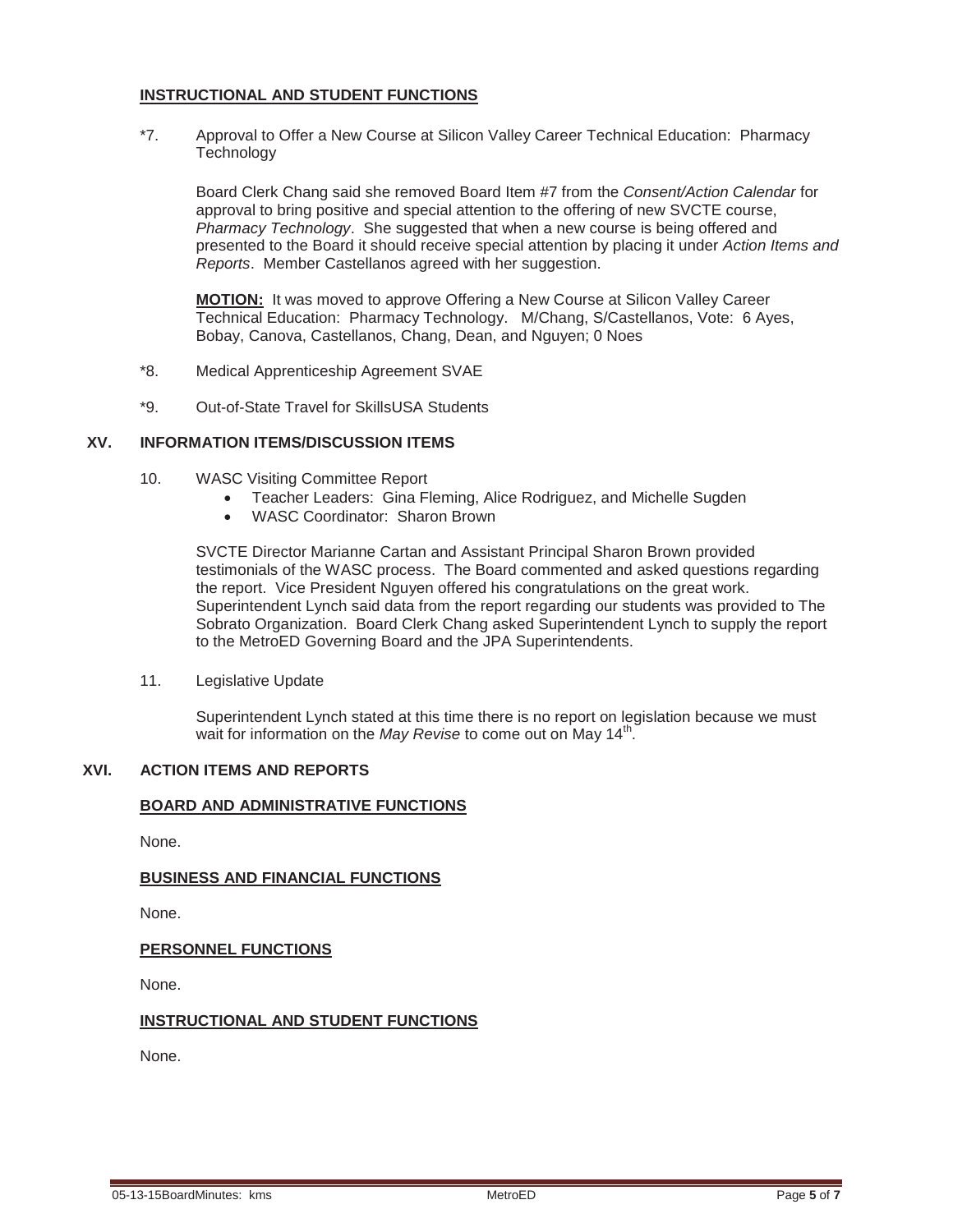**INSTRUCTIONAL AND STUDENT FUNCTIONS**

*7. Approval to Offer a New Course at Silicon Valley Career Technical Education: Pharmacy Technology

Board Clerk Chang said she removed Board Item #7 from the *Consent/Action Calendar* for approval to bring positive and special attention to the offering of new SVCTE course, *Pharmacy Technology*. She suggested that when a new course is being offered and presented to the Board it should receive special attention by placing it under *Action Items and Reports*. Member Castellanos agreed with her suggestion.

**MOTION:** It was moved to approve Offering a New Course at Silicon Valley Career Technical Education: Pharmacy Technology. M/Chang, S/Castellanos, Vote: 6 Ayes, Bobay, Canova, Castellanos, Chang, Dean, and Nguyen; 0 Noes

*8. Medical Apprenticeship Agreement SVAE

*9. Out-of-State Travel for SkillsUSA Students

## XV. INFORMATION ITEMS/DISCUSSION ITEMS

10. WASC Visiting Committee Report
    - Teacher Leaders: Gina Fleming, Alice Rodriguez, and Michelle Sugden
    - WASC Coordinator: Sharon Brown

SVCTE Director Marianne Cartan and Assistant Principal Sharon Brown provided testimonials of the WASC process. The Board commented and asked questions regarding the report. Vice President Nguyen offered his congratulations on the great work. Superintendent Lynch said data from the report regarding our students was provided to The Sobrato Organization. Board Clerk Chang asked Superintendent Lynch to supply the report to the MetroED Governing Board and the JPA Superintendents.

11. Legislative Update

Superintendent Lynch stated at this time there is no report on legislation because we must wait for information on the *May Revise* to come out on May 14th.

## XVI. ACTION ITEMS AND REPORTS

**BOARD AND ADMINISTRATIVE FUNCTIONS**

None.

**BUSINESS AND FINANCIAL FUNCTIONS**

None.

**PERSONNEL FUNCTIONS**

None.

**INSTRUCTIONAL AND STUDENT FUNCTIONS**

None.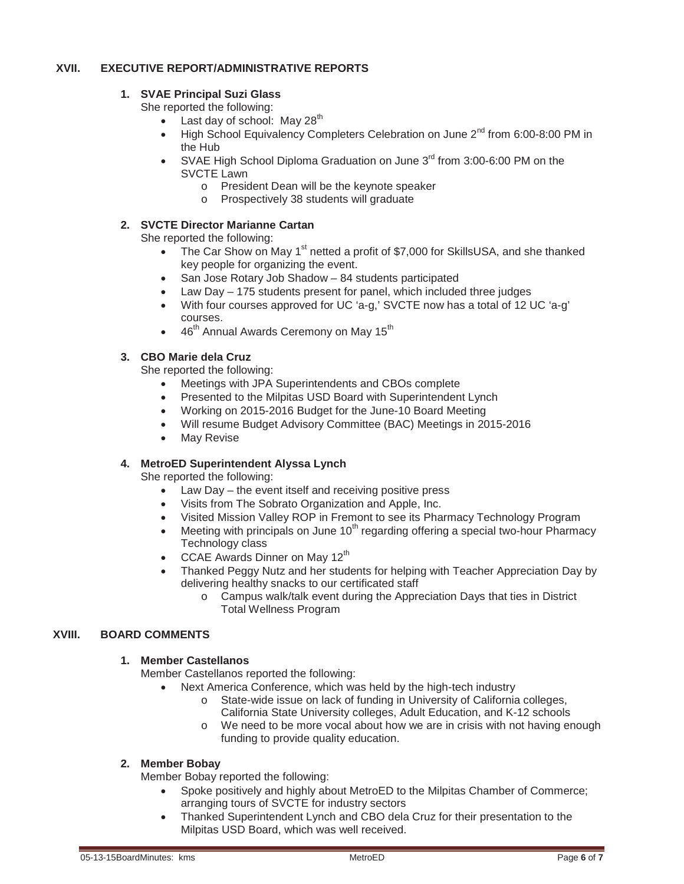## XVII. EXECUTIVE REPORT/ADMINISTRATIVE REPORTS

**1. SVAE Principal Suzi Glass**

She reported the following:

- Last day of school: May 28th
- High School Equivalency Completers Celebration on June 2nd from 6:00-8:00 PM in the Hub
- SVAE High School Diploma Graduation on June 3rd from 3:00-6:00 PM on the SVCTE Lawn
    - President Dean will be the keynote speaker
    - Prospectively 38 students will graduate

**2. SVCTE Director Marianne Cartan**

She reported the following:

- The Car Show on May 1st netted a profit of $7,000 for SkillsUSA, and she thanked key people for organizing the event.
- San Jose Rotary Job Shadow – 84 students participated
- Law Day – 175 students present for panel, which included three judges
- With four courses approved for UC 'a-g,' SVCTE now has a total of 12 UC 'a-g' courses.
- 46th Annual Awards Ceremony on May 15th

**3. CBO Marie dela Cruz**

She reported the following:

- Meetings with JPA Superintendents and CBOs complete
- Presented to the Milpitas USD Board with Superintendent Lynch
- Working on 2015-2016 Budget for the June-10 Board Meeting
- Will resume Budget Advisory Committee (BAC) Meetings in 2015-2016
- May Revise

**4. MetroED Superintendent Alyssa Lynch**

She reported the following:

- Law Day – the event itself and receiving positive press
- Visits from The Sobrato Organization and Apple, Inc.
- Visited Mission Valley ROP in Fremont to see its Pharmacy Technology Program
- Meeting with principals on June 10th regarding offering a special two-hour Pharmacy Technology class
- CCAE Awards Dinner on May 12th
- Thanked Peggy Nutz and her students for helping with Teacher Appreciation Day by delivering healthy snacks to our certificated staff
    - Campus walk/talk event during the Appreciation Days that ties in District Total Wellness Program

## XVIII. BOARD COMMENTS

**1. Member Castellanos**

Member Castellanos reported the following:

- Next America Conference, which was held by the high-tech industry
    - State-wide issue on lack of funding in University of California colleges, California State University colleges, Adult Education, and K-12 schools
    - We need to be more vocal about how we are in crisis with not having enough funding to provide quality education.

**2. Member Bobay**

Member Bobay reported the following:

- Spoke positively and highly about MetroED to the Milpitas Chamber of Commerce; arranging tours of SVCTE for industry sectors
- Thanked Superintendent Lynch and CBO dela Cruz for their presentation to the Milpitas USD Board, which was well received.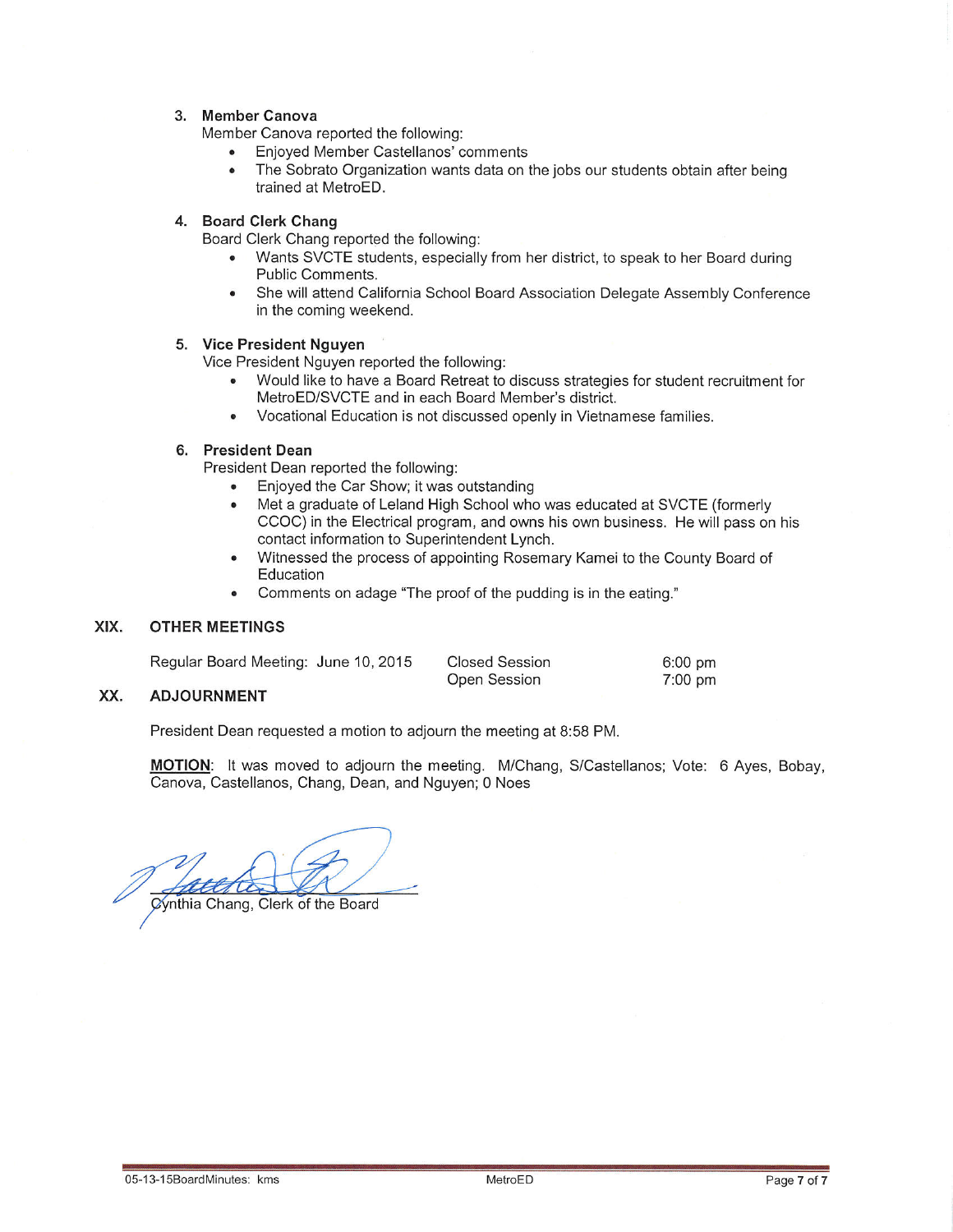3. **Member Canova**

   Member Canova reported the following:
   - Enjoyed Member Castellanos' comments
   - The Sobrato Organization wants data on the jobs our students obtain after being trained at MetroED.

4. **Board Clerk Chang**

   Board Clerk Chang reported the following:
   - Wants SVCTE students, especially from her district, to speak to her Board during Public Comments.
   - She will attend California School Board Association Delegate Assembly Conference in the coming weekend.

5. **Vice President Nguyen**

   Vice President Nguyen reported the following:
   - Would like to have a Board Retreat to discuss strategies for student recruitment for MetroED/SVCTE and in each Board Member's district.
   - Vocational Education is not discussed openly in Vietnamese families.

6. **President Dean**

   President Dean reported the following:
   - Enjoyed the Car Show; it was outstanding
   - Met a graduate of Leland High School who was educated at SVCTE (formerly CCOC) in the Electrical program, and owns his own business. He will pass on his contact information to Superintendent Lynch.
   - Witnessed the process of appointing Rosemary Kamei to the County Board of Education
   - Comments on adage "The proof of the pudding is in the eating."

## XIX. OTHER MEETINGS

| | | |
|---|---|---|
| Regular Board Meeting: June 10, 2015 | Closed Session | 6:00 pm |
| | Open Session | 7:00 pm |

## XX. ADJOURNMENT

President Dean requested a motion to adjourn the meeting at 8:58 PM.

**MOTION**: It was moved to adjourn the meeting. M/Chang, S/Castellanos; Vote: 6 Ayes, Bobay, Canova, Castellanos, Chang, Dean, and Nguyen; 0 Noes

Cynthia Chang, Clerk of the Board